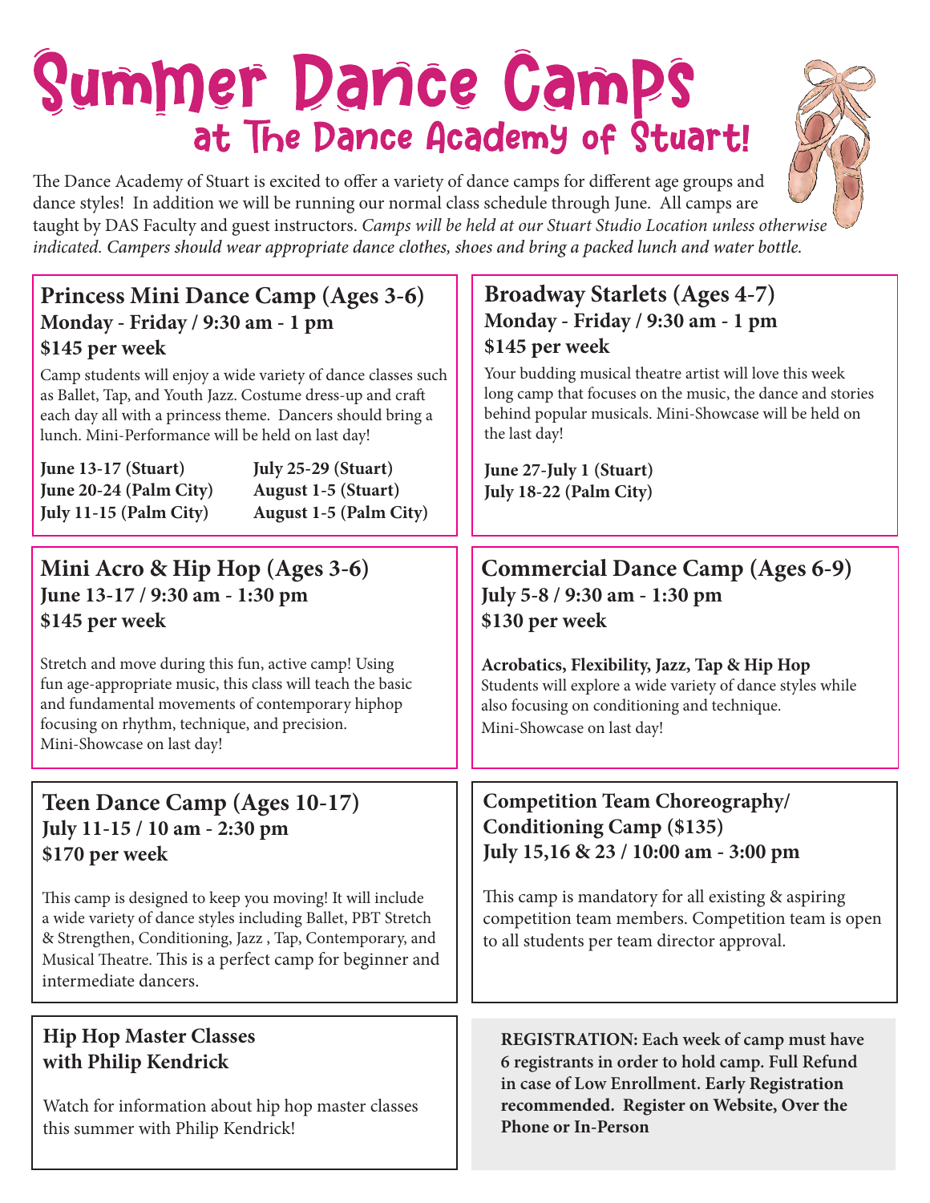# Summer Dance Camps
## at The Dance Academy of Stuart!

The Dance Academy of Stuart is excited to offer a variety of dance camps for different age groups and dance styles! In addition we will be running our normal class schedule through June. All camps are taught by DAS Faculty and guest instructors. *Camps will be held at our Stuart Studio Location unless otherwise indicated. Campers should wear appropriate dance clothes, shoes and bring a packed lunch and water bottle.*

### Princess Mini Dance Camp (Ages 3-6)
**Monday - Friday / 9:30 am - 1 pm**
**$145 per week**

Camp students will enjoy a wide variety of dance classes such as Ballet, Tap, and Youth Jazz. Costume dress-up and craft each day all with a princess theme. Dancers should bring a lunch. Mini-Performance will be held on last day!

**June 13-17 (Stuart)**
**June 20-24 (Palm City)**
**July 11-15 (Palm City)**
**July 25-29 (Stuart)**
**August 1-5 (Stuart)**
**August 1-5 (Palm City)**

### Broadway Starlets (Ages 4-7)
**Monday - Friday / 9:30 am - 1 pm**
**$145 per week**

Your budding musical theatre artist will love this week long camp that focuses on the music, the dance and stories behind popular musicals. Mini-Showcase will be held on the last day!

**June 27-July 1 (Stuart)**
**July 18-22 (Palm City)**

### Mini Acro & Hip Hop (Ages 3-6)
**June 13-17 / 9:30 am - 1:30 pm**
**$145 per week**

Stretch and move during this fun, active camp! Using fun age-appropriate music, this class will teach the basic and fundamental movements of contemporary hiphop focusing on rhythm, technique, and precision. Mini-Showcase on last day!

### Commercial Dance Camp (Ages 6-9)
**July 5-8 / 9:30 am - 1:30 pm**
**$130 per week**

**Acrobatics, Flexibility, Jazz, Tap & Hip Hop**
Students will explore a wide variety of dance styles while also focusing on conditioning and technique. Mini-Showcase on last day!

### Teen Dance Camp (Ages 10-17)
**July 11-15 / 10 am - 2:30 pm**
**$170 per week**

This camp is designed to keep you moving! It will include a wide variety of dance styles including Ballet, PBT Stretch & Strengthen, Conditioning, Jazz , Tap, Contemporary, and Musical Theatre. This is a perfect camp for beginner and intermediate dancers.

### Competition Team Choreography/ Conditioning Camp ($135)
**July 15,16 & 23 / 10:00 am - 3:00 pm**

This camp is mandatory for all existing & aspiring competition team members. Competition team is open to all students per team director approval.

### Hip Hop Master Classes with Philip Kendrick

Watch for information about hip hop master classes this summer with Philip Kendrick!

**REGISTRATION: Each week of camp must have 6 registrants in order to hold camp. Full Refund in case of Low Enrollment. Early Registration recommended. Register on Website, Over the Phone or In-Person**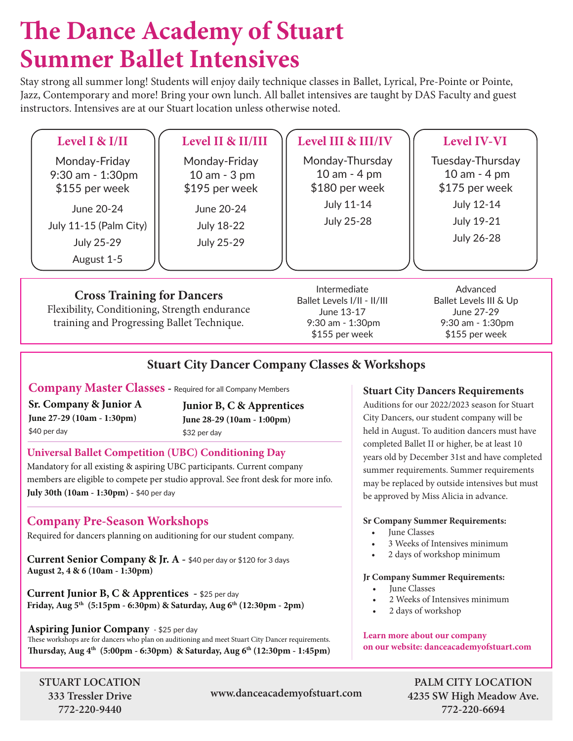# The Dance Academy of Stuart Summer Ballet Intensives

Stay strong all summer long! Students will enjoy daily technique classes in Ballet, Lyrical, Pre-Pointe or Pointe, Jazz, Contemporary and more! Bring your own lunch. All ballet intensives are taught by DAS Faculty and guest instructors. Intensives are at our Stuart location unless otherwise noted.

### Level I & I/II

Monday-Friday
9:30 am - 1:30pm
$155 per week

June 20-24
July 11-15 (Palm City)
July 25-29
August 1-5

### Level II & II/III

Monday-Friday
10 am - 3 pm
$195 per week

June 20-24
July 18-22
July 25-29

### Level III & III/IV

Monday-Thursday
10 am - 4 pm
$180 per week

July 11-14
July 25-28

### Level IV-VI

Tuesday-Thursday
10 am - 4 pm
$175 per week

July 12-14
July 19-21
July 26-28

### Cross Training for Dancers

Flexibility, Conditioning, Strength endurance training and Progressing Ballet Technique.

Intermediate
Ballet Levels I/II - II/III
June 13-17
9:30 am - 1:30pm
$155 per week

Advanced
Ballet Levels III & Up
June 27-29
9:30 am - 1:30pm
$155 per week

## Stuart City Dancer Company Classes & Workshops

### Company Master Classes - Required for all Company Members

**Sr. Company & Junior A**
**June 27-29 (10am - 1:30pm)**
$40 per day

**Junior B, C & Apprentices**
**June 28-29 (10am - 1:00pm)**
$32 per day

### Universal Ballet Competition (UBC) Conditioning Day

Mandatory for all existing & aspiring UBC participants. Current company members are eligible to compete per studio approval. See front desk for more info.
**July 30th (10am - 1:30pm)** - $40 per day

### Company Pre-Season Workshops

Required for dancers planning on auditioning for our student company.

**Current Senior Company & Jr. A** - $40 per day or $120 for 3 days
**August 2, 4 & 6 (10am - 1:30pm)**

**Current Junior B, C & Apprentices** - $25 per day
**Friday, Aug 5th (5:15pm - 6:30pm) & Saturday, Aug 6th (12:30pm - 2pm)**

**Aspiring Junior Company** - $25 per day
These workshops are for dancers who plan on auditioning and meet Stuart City Dancer requirements.
**Thursday, Aug 4th (5:00pm - 6:30pm) & Saturday, Aug 6th (12:30pm - 1:45pm)**

### Stuart City Dancers Requirements

Auditions for our 2022/2023 season for Stuart City Dancers, our student company will be held in August. To audition dancers must have completed Ballet II or higher, be at least 10 years old by December 31st and have completed summer requirements. Summer requirements may be replaced by outside intensives but must be approved by Miss Alicia in advance.

**Sr Company Summer Requirements:**

- June Classes
- 3 Weeks of Intensives minimum
- 2 days of workshop minimum

**Jr Company Summer Requirements:**

- June Classes
- 2 Weeks of Intensives minimum
- 2 days of workshop

**Learn more about our company on our website: danceacademyofstuart.com**

**STUART LOCATION**
**333 Tressler Drive**
**772-220-9440**

**www.danceacademyofstuart.com**

**PALM CITY LOCATION**
**4235 SW High Meadow Ave.**
**772-220-6694**